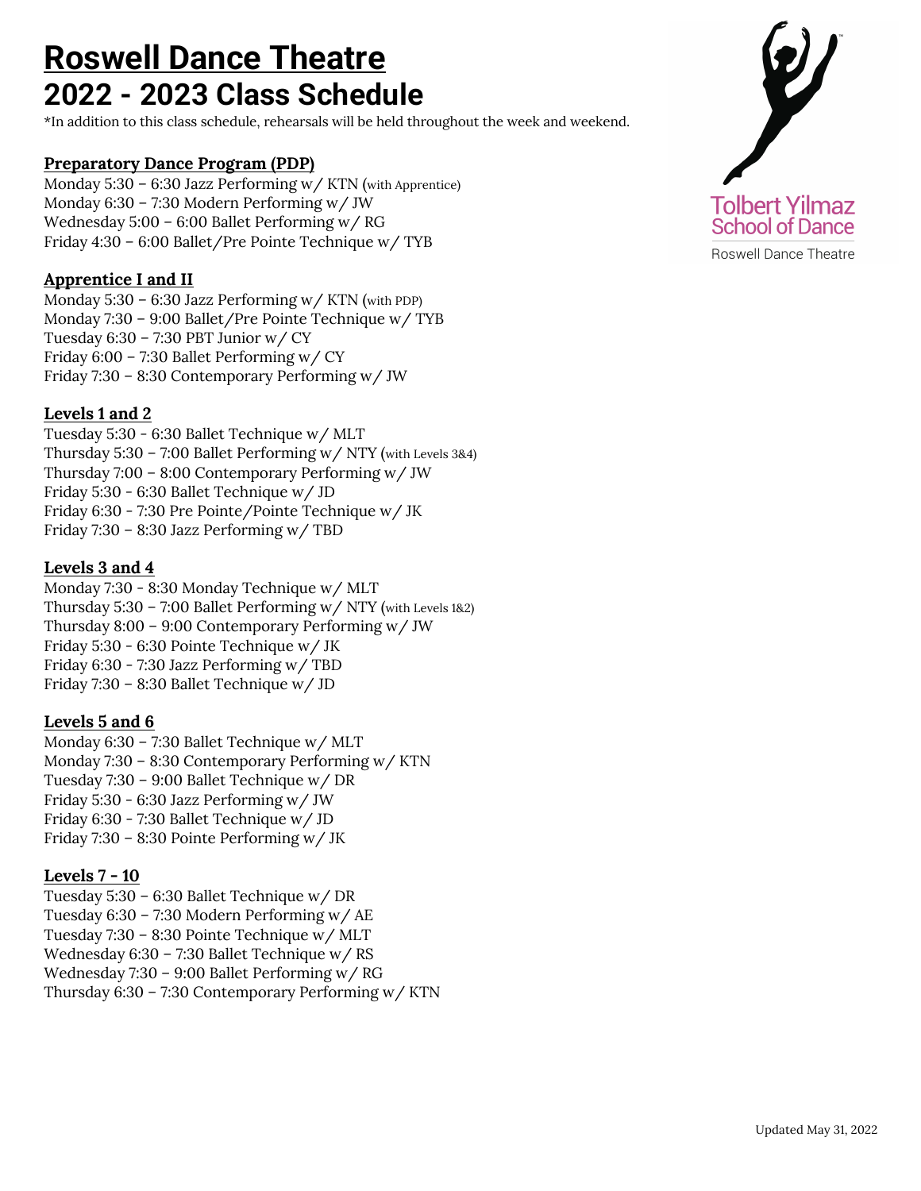# Roswell Dance Theatre
# 2022 - 2023 Class Schedule

*In addition to this class schedule, rehearsals will be held throughout the week and weekend.

Tolbert Yilmaz School of Dance

Roswell Dance Theatre

## Preparatory Dance Program (PDP)

Monday 5:30 – 6:30 Jazz Performing w/ KTN (with Apprentice)
Monday 6:30 – 7:30 Modern Performing w/ JW
Wednesday 5:00 – 6:00 Ballet Performing w/ RG
Friday 4:30 – 6:00 Ballet/Pre Pointe Technique w/ TYB

## Apprentice I and II

Monday 5:30 – 6:30 Jazz Performing w/ KTN (with PDP)
Monday 7:30 – 9:00 Ballet/Pre Pointe Technique w/ TYB
Tuesday 6:30 – 7:30 PBT Junior w/ CY
Friday 6:00 – 7:30 Ballet Performing w/ CY
Friday 7:30 – 8:30 Contemporary Performing w/ JW

## Levels 1 and 2

Tuesday 5:30 - 6:30 Ballet Technique w/ MLT
Thursday 5:30 – 7:00 Ballet Performing w/ NTY (with Levels 3&4)
Thursday 7:00 – 8:00 Contemporary Performing w/ JW
Friday 5:30 - 6:30 Ballet Technique w/ JD
Friday 6:30 - 7:30 Pre Pointe/Pointe Technique w/ JK
Friday 7:30 – 8:30 Jazz Performing w/ TBD

## Levels 3 and 4

Monday 7:30 - 8:30 Monday Technique w/ MLT
Thursday 5:30 – 7:00 Ballet Performing w/ NTY (with Levels 1&2)
Thursday 8:00 – 9:00 Contemporary Performing w/ JW
Friday 5:30 - 6:30 Pointe Technique w/ JK
Friday 6:30 - 7:30 Jazz Performing w/ TBD
Friday 7:30 – 8:30 Ballet Technique w/ JD

## Levels 5 and 6

Monday 6:30 – 7:30 Ballet Technique w/ MLT
Monday 7:30 – 8:30 Contemporary Performing w/ KTN
Tuesday 7:30 – 9:00 Ballet Technique w/ DR
Friday 5:30 - 6:30 Jazz Performing w/ JW
Friday 6:30 - 7:30 Ballet Technique w/ JD
Friday 7:30 – 8:30 Pointe Performing w/ JK

## Levels 7 - 10

Tuesday 5:30 – 6:30 Ballet Technique w/ DR
Tuesday 6:30 – 7:30 Modern Performing w/ AE
Tuesday 7:30 – 8:30 Pointe Technique w/ MLT
Wednesday 6:30 – 7:30 Ballet Technique w/ RS
Wednesday 7:30 – 9:00 Ballet Performing w/ RG
Thursday 6:30 – 7:30 Contemporary Performing w/ KTN

Updated May 31, 2022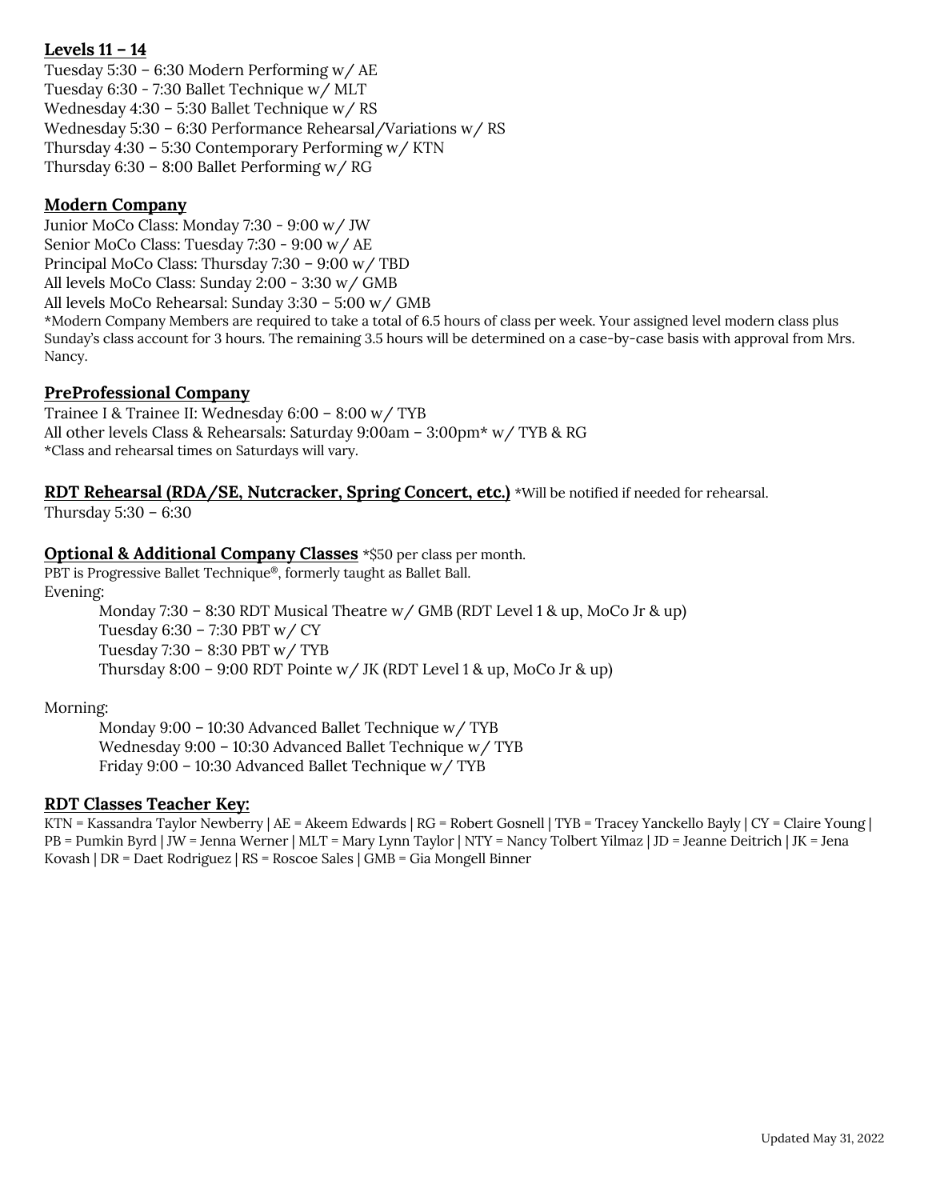## Levels 11 – 14

Tuesday 5:30 – 6:30 Modern Performing w/ AE
Tuesday 6:30 - 7:30 Ballet Technique w/ MLT
Wednesday 4:30 – 5:30 Ballet Technique w/ RS
Wednesday 5:30 – 6:30 Performance Rehearsal/Variations w/ RS
Thursday 4:30 – 5:30 Contemporary Performing w/ KTN
Thursday 6:30 – 8:00 Ballet Performing w/ RG

## Modern Company

Junior MoCo Class: Monday 7:30 - 9:00 w/ JW
Senior MoCo Class: Tuesday 7:30 - 9:00 w/ AE
Principal MoCo Class: Thursday 7:30 – 9:00 w/ TBD
All levels MoCo Class: Sunday 2:00 - 3:30 w/ GMB
All levels MoCo Rehearsal: Sunday 3:30 – 5:00 w/ GMB
*Modern Company Members are required to take a total of 6.5 hours of class per week. Your assigned level modern class plus Sunday's class account for 3 hours. The remaining 3.5 hours will be determined on a case-by-case basis with approval from Mrs. Nancy.

## PreProfessional Company

Trainee I & Trainee II: Wednesday 6:00 – 8:00 w/ TYB
All other levels Class & Rehearsals: Saturday 9:00am – 3:00pm* w/ TYB & RG
*Class and rehearsal times on Saturdays will vary.

## RDT Rehearsal (RDA/SE, Nutcracker, Spring Concert, etc.) *Will be notified if needed for rehearsal.

Thursday 5:30 – 6:30

## Optional & Additional Company Classes *$50 per class per month.

PBT is Progressive Ballet Technique®, formerly taught as Ballet Ball.

Evening:

- Monday 7:30 – 8:30 RDT Musical Theatre w/ GMB (RDT Level 1 & up, MoCo Jr & up)
- Tuesday 6:30 – 7:30 PBT w/ CY
- Tuesday 7:30 – 8:30 PBT w/ TYB
- Thursday 8:00 – 9:00 RDT Pointe w/ JK (RDT Level 1 & up, MoCo Jr & up)

Morning:

- Monday 9:00 – 10:30 Advanced Ballet Technique w/ TYB
- Wednesday 9:00 – 10:30 Advanced Ballet Technique w/ TYB
- Friday 9:00 – 10:30 Advanced Ballet Technique w/ TYB

## RDT Classes Teacher Key:

KTN = Kassandra Taylor Newberry | AE = Akeem Edwards | RG = Robert Gosnell | TYB = Tracey Yanckello Bayly | CY = Claire Young | PB = Pumkin Byrd | JW = Jenna Werner | MLT = Mary Lynn Taylor | NTY = Nancy Tolbert Yilmaz | JD = Jeanne Deitrich | JK = Jena Kovash | DR = Daet Rodriguez | RS = Roscoe Sales | GMB = Gia Mongell Binner

Updated May 31, 2022